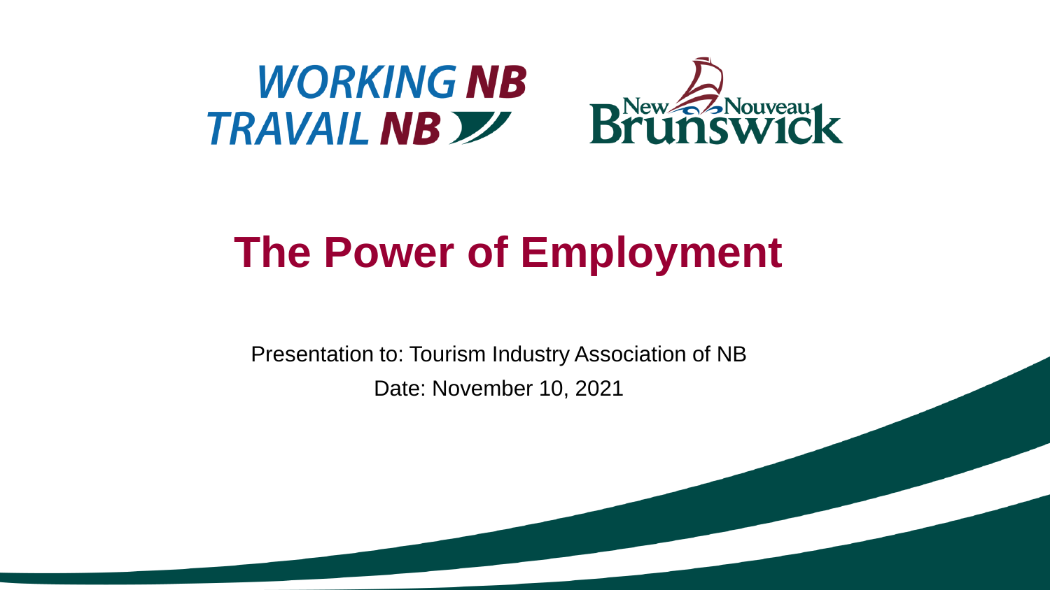WORKING NB
TRAVAIL NB

New Nouveau Brunswick

# The Power of Employment

Presentation to: Tourism Industry Association of NB

Date: November 10, 2021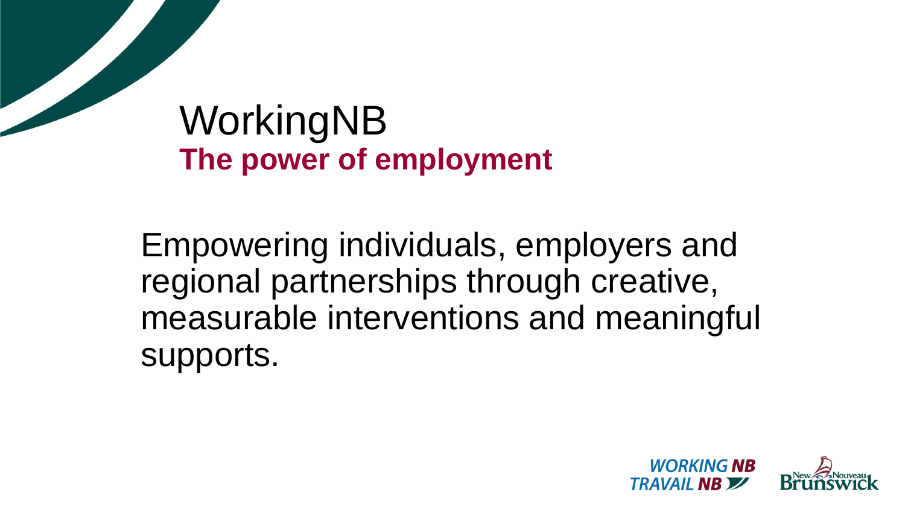# WorkingNB

**The power of employment**

Empowering individuals, employers and regional partnerships through creative, measurable interventions and meaningful supports.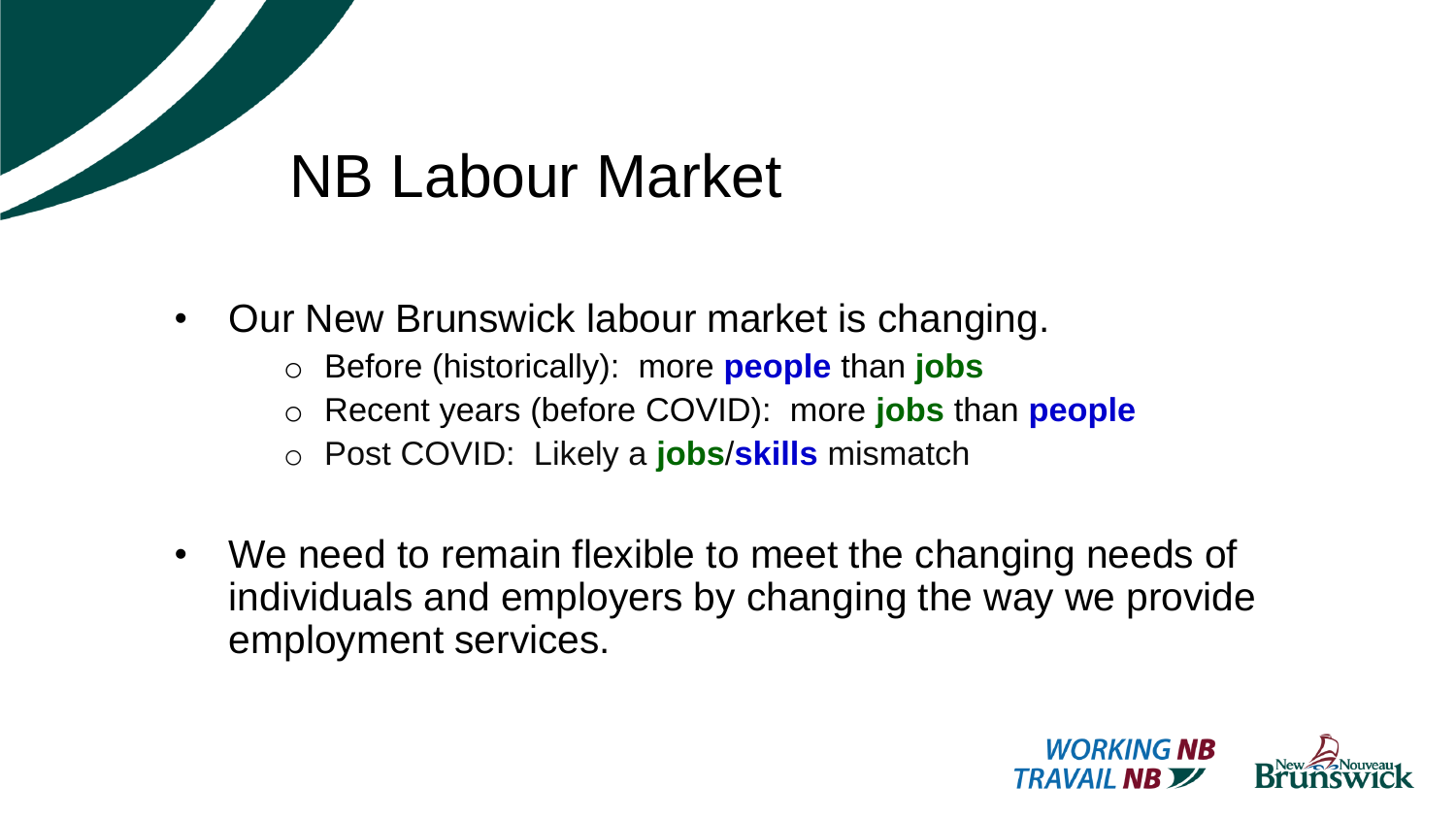# NB Labour Market

- Our New Brunswick labour market is changing.
  - Before (historically): more **people** than **jobs**
  - Recent years (before COVID): more **jobs** than **people**
  - Post COVID: Likely a **jobs**/**skills** mismatch

- We need to remain flexible to meet the changing needs of individuals and employers by changing the way we provide employment services.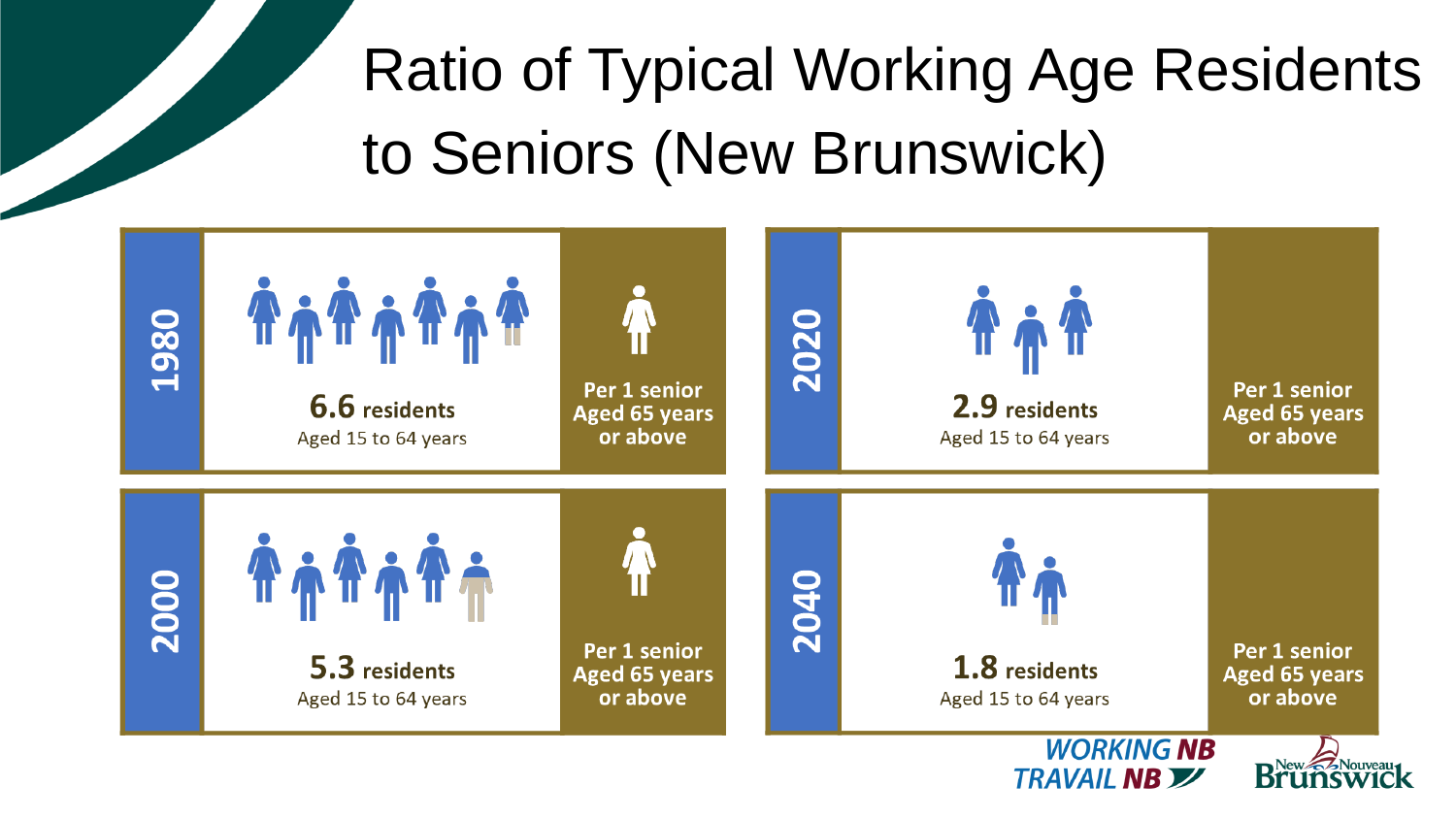# Ratio of Typical Working Age Residents to Seniors (New Brunswick)

**1980**

**6.6 residents**
Aged 15 to 64 years

**Per 1 senior Aged 65 years or above**

**2000**

**5.3 residents**
Aged 15 to 64 years

**Per 1 senior Aged 65 years or above**

**2020**

**2.9 residents**
Aged 15 to 64 years

**Per 1 senior Aged 65 years or above**

**2040**

**1.8 residents**
Aged 15 to 64 years

**Per 1 senior Aged 65 years or above**

WORKING NB
TRAVAIL NB

New Nouveau Brunswick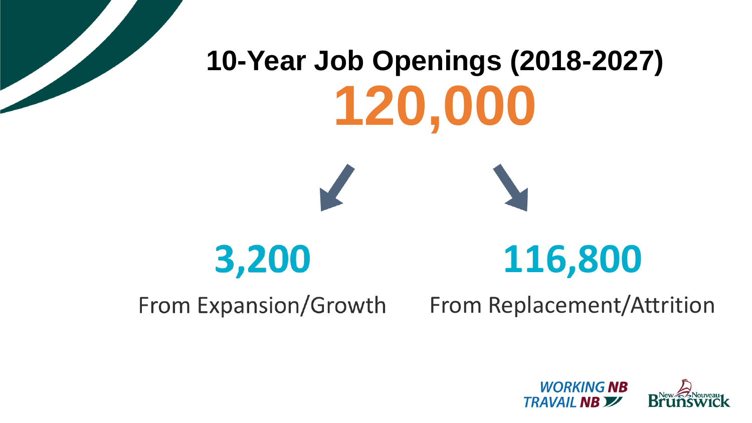# 10-Year Job Openings (2018-2027)

## 120,000

**3,200**

From Expansion/Growth

**116,800**

From Replacement/Attrition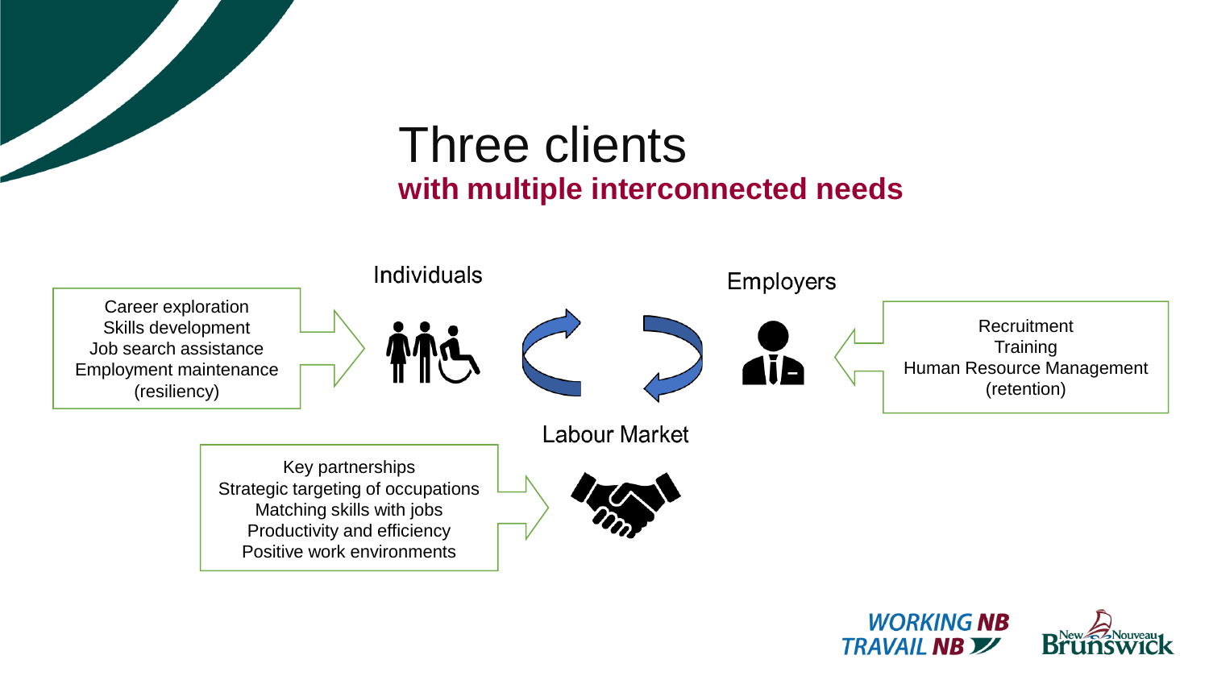# Three clients

## with multiple interconnected needs

### Individuals

Career exploration
Skills development
Job search assistance
Employment maintenance
(resiliency)

### Employers

Recruitment
Training
Human Resource Management
(retention)

### Labour Market

Key partnerships
Strategic targeting of occupations
Matching skills with jobs
Productivity and efficiency
Positive work environments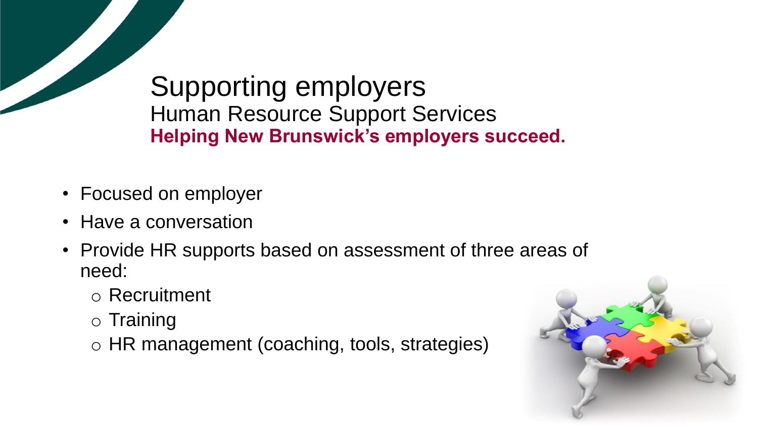# Supporting employers

## Human Resource Support Services

**Helping New Brunswick's employers succeed.**

- Focused on employer
- Have a conversation
- Provide HR supports based on assessment of three areas of need:
  - Recruitment
  - Training
  - HR management (coaching, tools, strategies)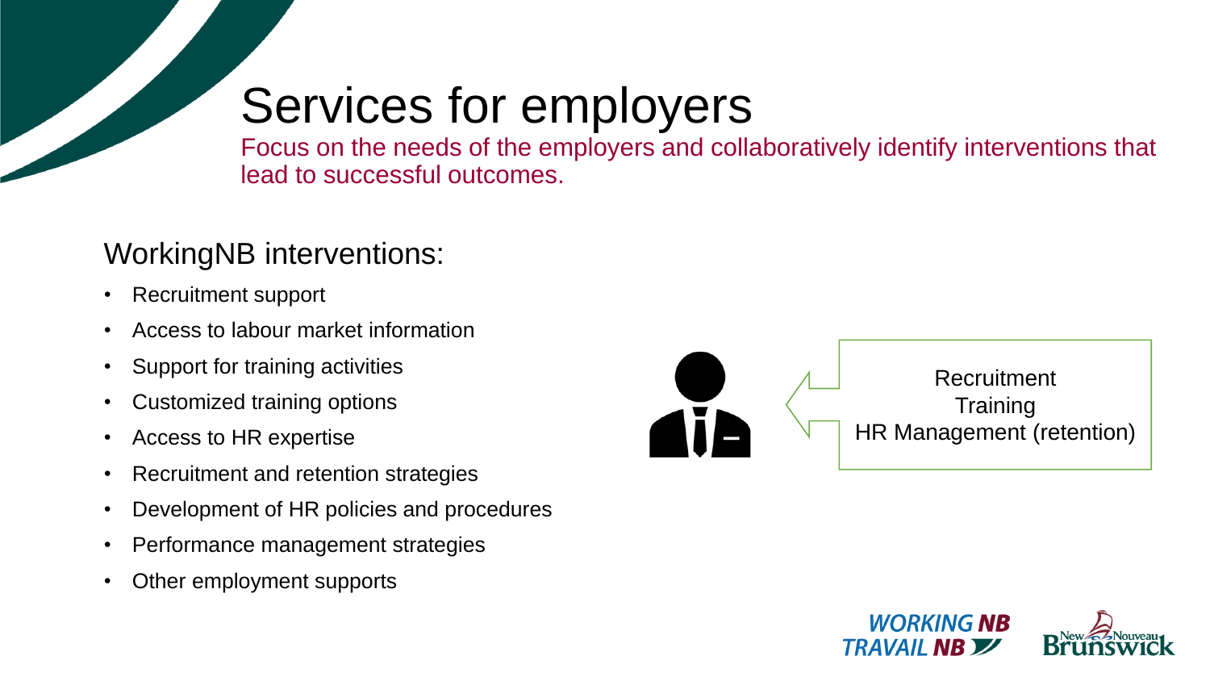# Services for employers

Focus on the needs of the employers and collaboratively identify interventions that lead to successful outcomes.

## WorkingNB interventions:

- Recruitment support
- Access to labour market information
- Support for training activities
- Customized training options
- Access to HR expertise
- Recruitment and retention strategies
- Development of HR policies and procedures
- Performance management strategies
- Other employment supports

Recruitment
Training
HR Management (retention)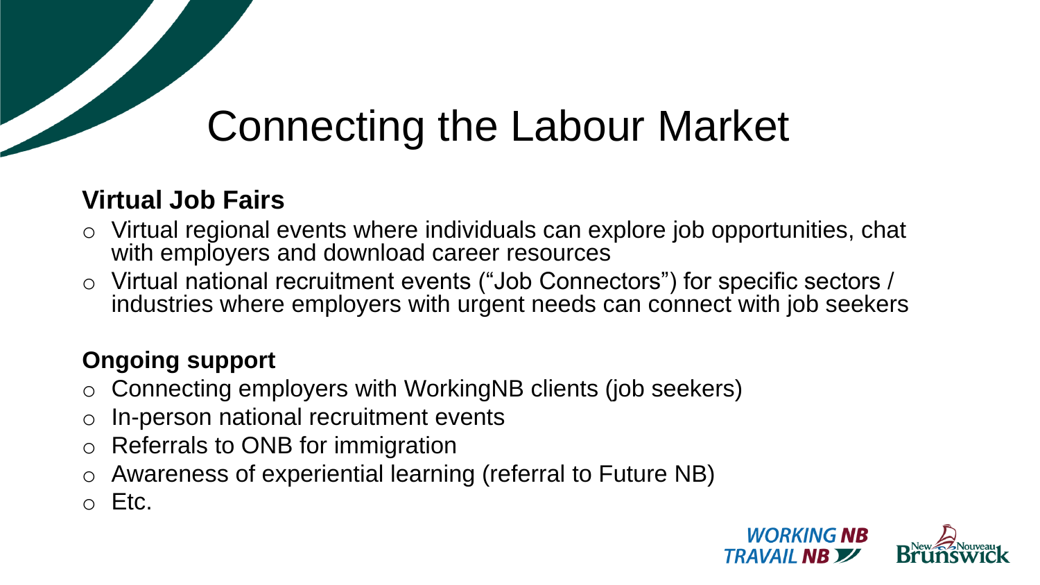# Connecting the Labour Market

**Virtual Job Fairs**

- Virtual regional events where individuals can explore job opportunities, chat with employers and download career resources
- Virtual national recruitment events ("Job Connectors") for specific sectors / industries where employers with urgent needs can connect with job seekers

**Ongoing support**

- Connecting employers with WorkingNB clients (job seekers)
- In-person national recruitment events
- Referrals to ONB for immigration
- Awareness of experiential learning (referral to Future NB)
- Etc.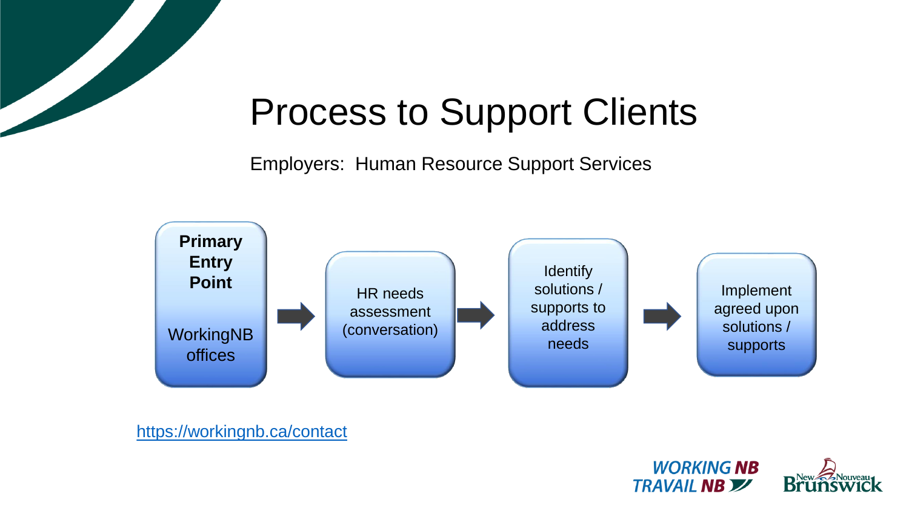# Process to Support Clients

Employers: Human Resource Support Services

**Primary Entry Point**

WorkingNB offices

→ HR needs assessment (conversation)

→ Identify solutions / supports to address needs

→ Implement agreed upon solutions / supports

https://workingnb.ca/contact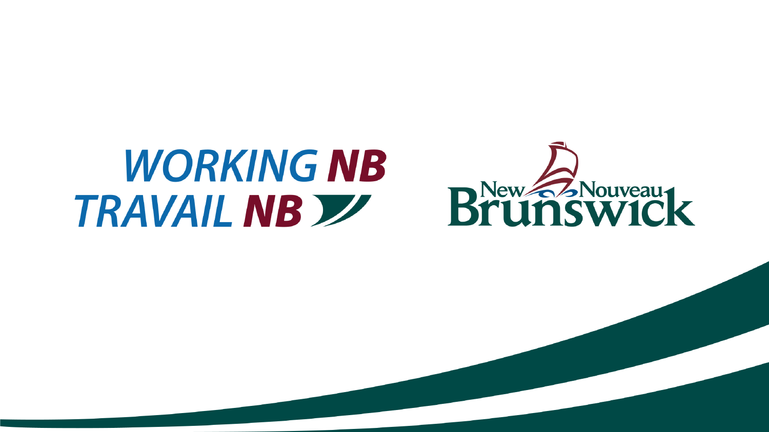WORKING NB
TRAVAIL NB

New Nouveau
Brunswick